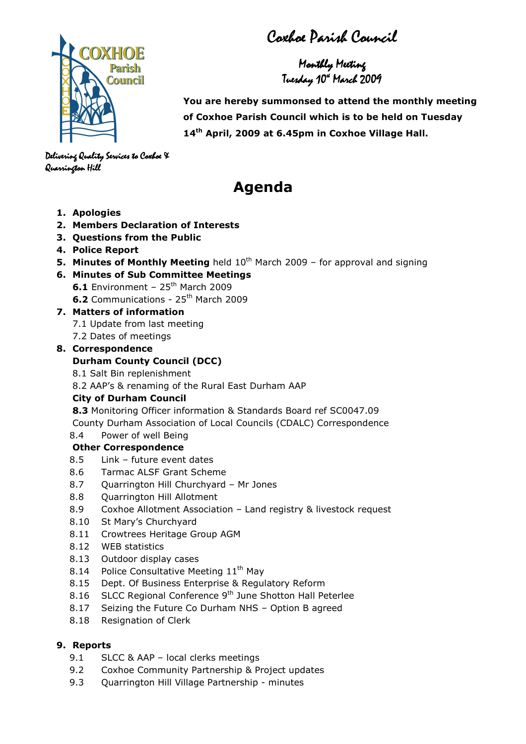# Coxhoe Parish Council

## Monthly Meeting
## Tuesday 10th March 2009

**You are hereby summonsed to attend the monthly meeting of Coxhoe Parish Council which is to be held on Tuesday 14th April, 2009 at 6.45pm in Coxhoe Village Hall.**

*Delivering Quality Services to Coxhoe & Quarrington Hill*

# Agenda

1. **Apologies**
2. **Members Declaration of Interests**
3. **Questions from the Public**
4. **Police Report**
5. **Minutes of Monthly Meeting** held 10th March 2009 – for approval and signing
6. **Minutes of Sub Committee Meetings**
   - **6.1** Environment – 25th March 2009
   - **6.2** Communications - 25th March 2009
7. **Matters of information**
   - 7.1 Update from last meeting
   - 7.2 Dates of meetings
8. **Correspondence**

   **Durham County Council (DCC)**
   - 8.1 Salt Bin replenishment
   - 8.2 AAP's & renaming of the Rural East Durham AAP

   **City of Durham Council**
   - **8.3** Monitoring Officer information & Standards Board ref SC0047.09

   County Durham Association of Local Councils (CDALC) Correspondence
   - 8.4 Power of well Being

   **Other Correspondence**
   - 8.5 Link – future event dates
   - 8.6 Tarmac ALSF Grant Scheme
   - 8.7 Quarrington Hill Churchyard – Mr Jones
   - 8.8 Quarrington Hill Allotment
   - 8.9 Coxhoe Allotment Association – Land registry & livestock request
   - 8.10 St Mary's Churchyard
   - 8.11 Crowtrees Heritage Group AGM
   - 8.12 WEB statistics
   - 8.13 Outdoor display cases
   - 8.14 Police Consultative Meeting 11th May
   - 8.15 Dept. Of Business Enterprise & Regulatory Reform
   - 8.16 SLCC Regional Conference 9th June Shotton Hall Peterlee
   - 8.17 Seizing the Future Co Durham NHS – Option B agreed
   - 8.18 Resignation of Clerk

9. **Reports**
   - 9.1 SLCC & AAP – local clerks meetings
   - 9.2 Coxhoe Community Partnership & Project updates
   - 9.3 Quarrington Hill Village Partnership - minutes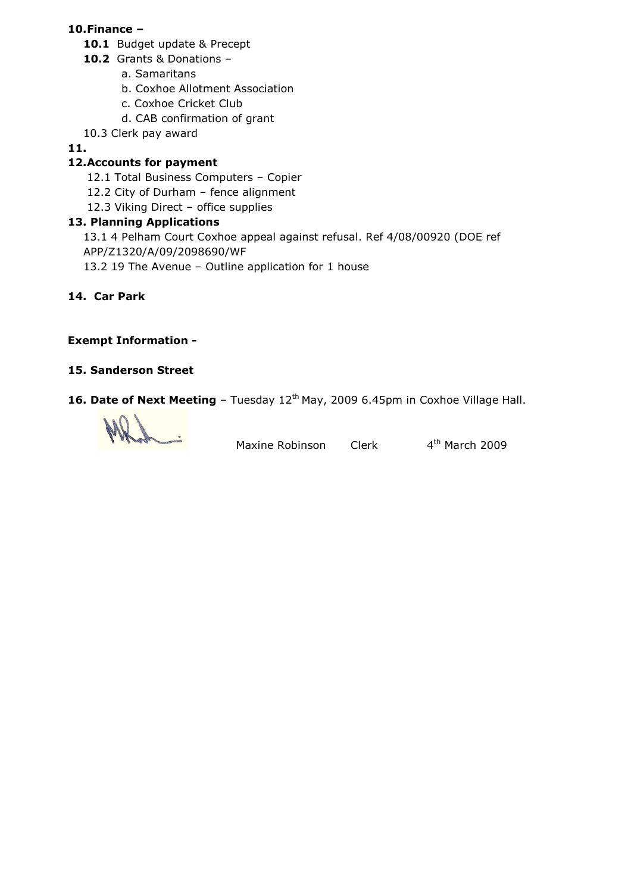**10. Finance –**

**10.1** Budget update & Precept

**10.2** Grants & Donations –

a. Samaritans

b. Coxhoe Allotment Association

c. Coxhoe Cricket Club

d. CAB confirmation of grant

10.3 Clerk pay award

**11.**

**12. Accounts for payment**

12.1 Total Business Computers – Copier

12.2 City of Durham – fence alignment

12.3 Viking Direct – office supplies

**13. Planning Applications**

13.1 4 Pelham Court Coxhoe appeal against refusal. Ref 4/08/00920 (DOE ref APP/Z1320/A/09/2098690/WF

13.2 19 The Avenue – Outline application for 1 house

**14. Car Park**

**Exempt Information -**

**15. Sanderson Street**

**16. Date of Next Meeting** – Tuesday 12th May, 2009 6.45pm in Coxhoe Village Hall.

Maxine Robinson Clerk 4th March 2009